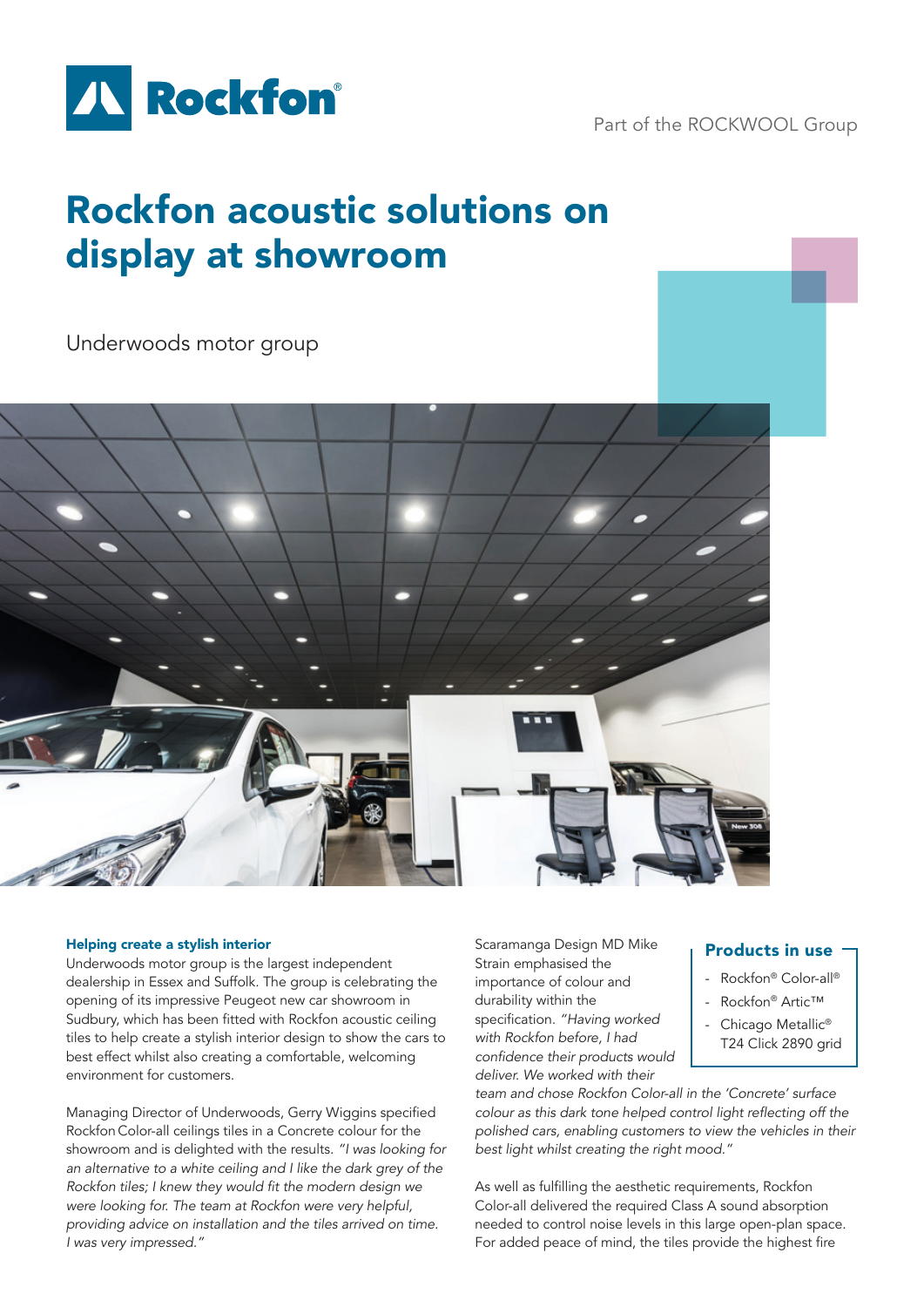Rockfon

Part of the ROCKWOOL Group

# Rockfon acoustic solutions on display at showroom

Underwoods motor group

### Helping create a stylish interior

Underwoods motor group is the largest independent dealership in Essex and Suffolk. The group is celebrating the opening of its impressive Peugeot new car showroom in Sudbury, which has been fitted with Rockfon acoustic ceiling tiles to help create a stylish interior design to show the cars to best effect whilst also creating a comfortable, welcoming environment for customers.

Managing Director of Underwoods, Gerry Wiggins specified Rockfon Color-all ceilings tiles in a Concrete colour for the showroom and is delighted with the results. *"I was looking for an alternative to a white ceiling and I like the dark grey of the Rockfon tiles; I knew they would fit the modern design we were looking for. The team at Rockfon were very helpful, providing advice on installation and the tiles arrived on time. I was very impressed."*

Scaramanga Design MD Mike Strain emphasised the importance of colour and durability within the specification. *"Having worked with Rockfon before, I had confidence their products would deliver. We worked with their team and chose Rockfon Color-all in the 'Concrete' surface colour as this dark tone helped control light reflecting off the polished cars, enabling customers to view the vehicles in their best light whilst creating the right mood."*

As well as fulfilling the aesthetic requirements, Rockfon Color-all delivered the required Class A sound absorption needed to control noise levels in this large open-plan space. For added peace of mind, the tiles provide the highest fire

### Products in use

- Rockfon® Color-all®
- Rockfon® Artic™
- Chicago Metallic® T24 Click 2890 grid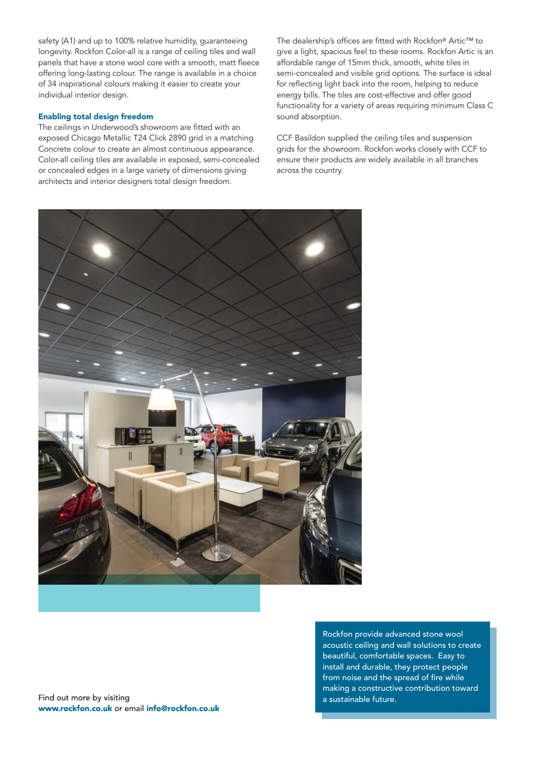safety (A1) and up to 100% relative humidity, guaranteeing longevity. Rockfon Color-all is a range of ceiling tiles and wall panels that have a stone wool core with a smooth, matt fleece offering long-lasting colour. The range is available in a choice of 34 inspirational colours making it easier to create your individual interior design.

### Enabling total design freedom

The ceilings in Underwood's showroom are fitted with an exposed Chicago Metallic T24 Click 2890 grid in a matching Concrete colour to create an almost continuous appearance. Color-all ceiling tiles are available in exposed, semi-concealed or concealed edges in a large variety of dimensions giving architects and interior designers total design freedom.

The dealership's offices are fitted with Rockfon® Artic™ to give a light, spacious feel to these rooms. Rockfon Artic is an affordable range of 15mm thick, smooth, white tiles in semi-concealed and visible grid options. The surface is ideal for reflecting light back into the room, helping to reduce energy bills. The tiles are cost-effective and offer good functionality for a variety of areas requiring minimum Class C sound absorption.

CCF Basildon supplied the ceiling tiles and suspension grids for the showroom. Rockfon works closely with CCF to ensure their products are widely available in all branches across the country.

Rockfon provide advanced stone wool acoustic ceiling and wall solutions to create beautiful, comfortable spaces. Easy to install and durable, they protect people from noise and the spread of fire while making a constructive contribution toward a sustainable future.

Find out more by visiting
**www.rockfon.co.uk** or email **info@rockfon.co.uk**